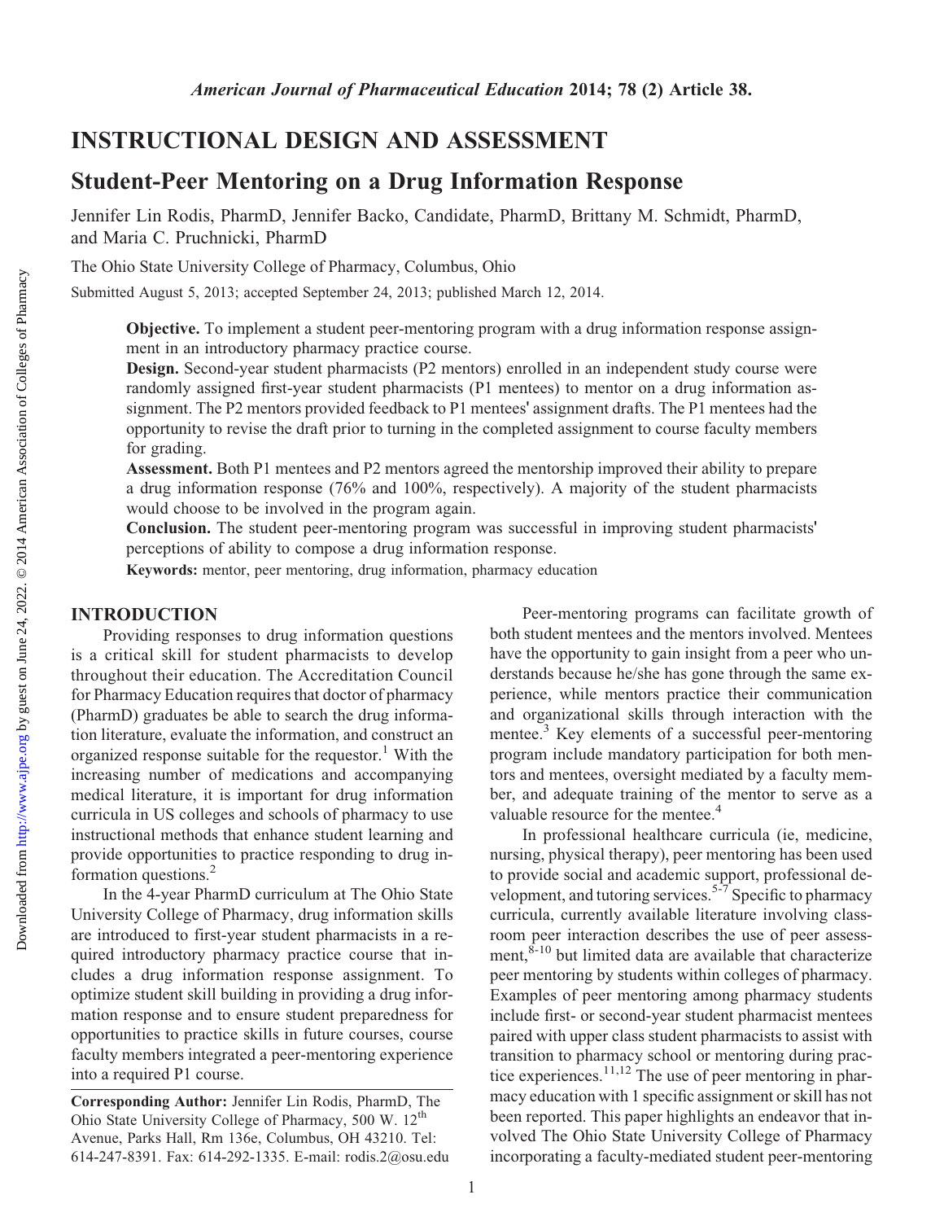# INSTRUCTIONAL DESIGN AND ASSESSMENT

## Student-Peer Mentoring on a Drug Information Response

Jennifer Lin Rodis, PharmD, Jennifer Backo, Candidate, PharmD, Brittany M. Schmidt, PharmD, and Maria C. Pruchnicki, PharmD

The Ohio State University College of Pharmacy, Columbus, Ohio

Submitted August 5, 2013; accepted September 24, 2013; published March 12, 2014.

**Objective.** To implement a student peer-mentoring program with a drug information response assignment in an introductory pharmacy practice course.

**Design.** Second-year student pharmacists (P2 mentors) enrolled in an independent study course were randomly assigned first-year student pharmacists (P1 mentees) to mentor on a drug information assignment. The P2 mentors provided feedback to P1 mentees' assignment drafts. The P1 mentees had the opportunity to revise the draft prior to turning in the completed assignment to course faculty members for grading.

**Assessment.** Both P1 mentees and P2 mentors agreed the mentorship improved their ability to prepare a drug information response (76% and 100%, respectively). A majority of the student pharmacists would choose to be involved in the program again.

**Conclusion.** The student peer-mentoring program was successful in improving student pharmacists' perceptions of ability to compose a drug information response.

**Keywords:** mentor, peer mentoring, drug information, pharmacy education

## INTRODUCTION

Providing responses to drug information questions is a critical skill for student pharmacists to develop throughout their education. The Accreditation Council for Pharmacy Education requires that doctor of pharmacy (PharmD) graduates be able to search the drug information literature, evaluate the information, and construct an organized response suitable for the requestor.[1] With the increasing number of medications and accompanying medical literature, it is important for drug information curricula in US colleges and schools of pharmacy to use instructional methods that enhance student learning and provide opportunities to practice responding to drug information questions.[2]

In the 4-year PharmD curriculum at The Ohio State University College of Pharmacy, drug information skills are introduced to first-year student pharmacists in a required introductory pharmacy practice course that includes a drug information response assignment. To optimize student skill building in providing a drug information response and to ensure student preparedness for opportunities to practice skills in future courses, course faculty members integrated a peer-mentoring experience into a required P1 course.

Peer-mentoring programs can facilitate growth of both student mentees and the mentors involved. Mentees have the opportunity to gain insight from a peer who understands because he/she has gone through the same experience, while mentors practice their communication and organizational skills through interaction with the mentee.[3] Key elements of a successful peer-mentoring program include mandatory participation for both mentors and mentees, oversight mediated by a faculty member, and adequate training of the mentor to serve as a valuable resource for the mentee.[4]

In professional healthcare curricula (ie, medicine, nursing, physical therapy), peer mentoring has been used to provide social and academic support, professional development, and tutoring services.[5-7] Specific to pharmacy curricula, currently available literature involving classroom peer interaction describes the use of peer assessment,[8-10] but limited data are available that characterize peer mentoring by students within colleges of pharmacy. Examples of peer mentoring among pharmacy students include first- or second-year student pharmacist mentees paired with upper class student pharmacists to assist with transition to pharmacy school or mentoring during practice experiences.[11,12] The use of peer mentoring in pharmacy education with 1 specific assignment or skill has not been reported. This paper highlights an endeavor that involved The Ohio State University College of Pharmacy incorporating a faculty-mediated student peer-mentoring

---

**Corresponding Author:** Jennifer Lin Rodis, PharmD, The Ohio State University College of Pharmacy, 500 W. 12th Avenue, Parks Hall, Rm 136e, Columbus, OH 43210. Tel: 614-247-8391. Fax: 614-292-1335. E-mail: rodis.2@osu.edu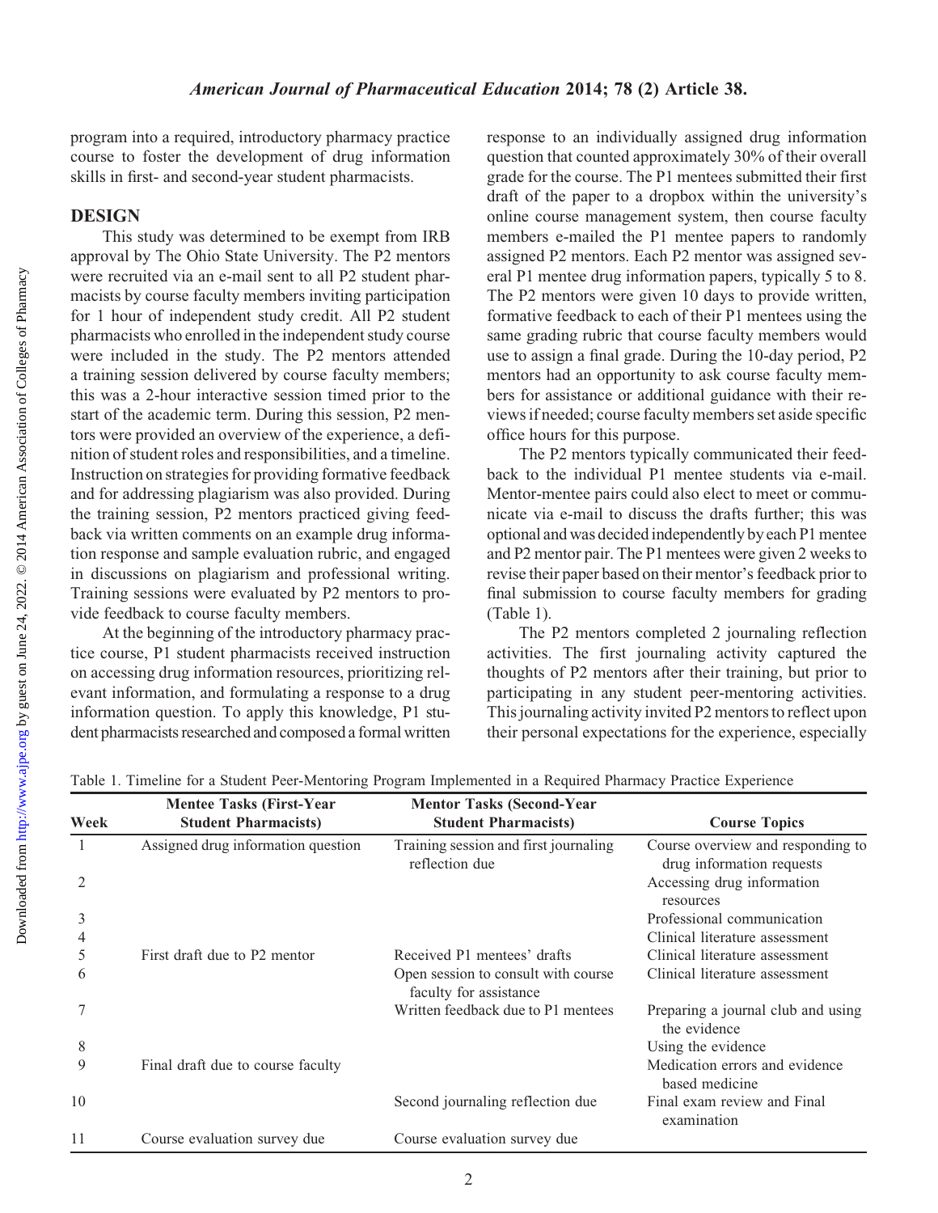program into a required, introductory pharmacy practice course to foster the development of drug information skills in first- and second-year student pharmacists.

## DESIGN

This study was determined to be exempt from IRB approval by The Ohio State University. The P2 mentors were recruited via an e-mail sent to all P2 student pharmacists by course faculty members inviting participation for 1 hour of independent study credit. All P2 student pharmacists who enrolled in the independent study course were included in the study. The P2 mentors attended a training session delivered by course faculty members; this was a 2-hour interactive session timed prior to the start of the academic term. During this session, P2 mentors were provided an overview of the experience, a definition of student roles and responsibilities, and a timeline. Instruction on strategies for providing formative feedback and for addressing plagiarism was also provided. During the training session, P2 mentors practiced giving feedback via written comments on an example drug information response and sample evaluation rubric, and engaged in discussions on plagiarism and professional writing. Training sessions were evaluated by P2 mentors to provide feedback to course faculty members.

At the beginning of the introductory pharmacy practice course, P1 student pharmacists received instruction on accessing drug information resources, prioritizing relevant information, and formulating a response to a drug information question. To apply this knowledge, P1 student pharmacists researched and composed a formal written response to an individually assigned drug information question that counted approximately 30% of their overall grade for the course. The P1 mentees submitted their first draft of the paper to a dropbox within the university's online course management system, then course faculty members e-mailed the P1 mentee papers to randomly assigned P2 mentors. Each P2 mentor was assigned several P1 mentee drug information papers, typically 5 to 8. The P2 mentors were given 10 days to provide written, formative feedback to each of their P1 mentees using the same grading rubric that course faculty members would use to assign a final grade. During the 10-day period, P2 mentors had an opportunity to ask course faculty members for assistance or additional guidance with their reviews if needed; course faculty members set aside specific office hours for this purpose.

The P2 mentors typically communicated their feedback to the individual P1 mentee students via e-mail. Mentor-mentee pairs could also elect to meet or communicate via e-mail to discuss the drafts further; this was optional and was decided independently by each P1 mentee and P2 mentor pair. The P1 mentees were given 2 weeks to revise their paper based on their mentor's feedback prior to final submission to course faculty members for grading (Table 1).

The P2 mentors completed 2 journaling reflection activities. The first journaling activity captured the thoughts of P2 mentors after their training, but prior to participating in any student peer-mentoring activities. This journaling activity invited P2 mentors to reflect upon their personal expectations for the experience, especially

Table 1. Timeline for a Student Peer-Mentoring Program Implemented in a Required Pharmacy Practice Experience

| Week | Mentee Tasks (First-Year Student Pharmacists) | Mentor Tasks (Second-Year Student Pharmacists) | Course Topics |
|---|---|---|---|
| 1 | Assigned drug information question | Training session and first journaling reflection due | Course overview and responding to drug information requests |
| 2 | | | Accessing drug information resources |
| 3 | | | Professional communication |
| 4 | | | Clinical literature assessment |
| 5 | First draft due to P2 mentor | Received P1 mentees' drafts | Clinical literature assessment |
| 6 | | Open session to consult with course faculty for assistance | Clinical literature assessment |
| 7 | | Written feedback due to P1 mentees | Preparing a journal club and using the evidence |
| 8 | | | Using the evidence |
| 9 | Final draft due to course faculty | | Medication errors and evidence based medicine |
| 10 | | Second journaling reflection due | Final exam review and Final examination |
| 11 | Course evaluation survey due | Course evaluation survey due | |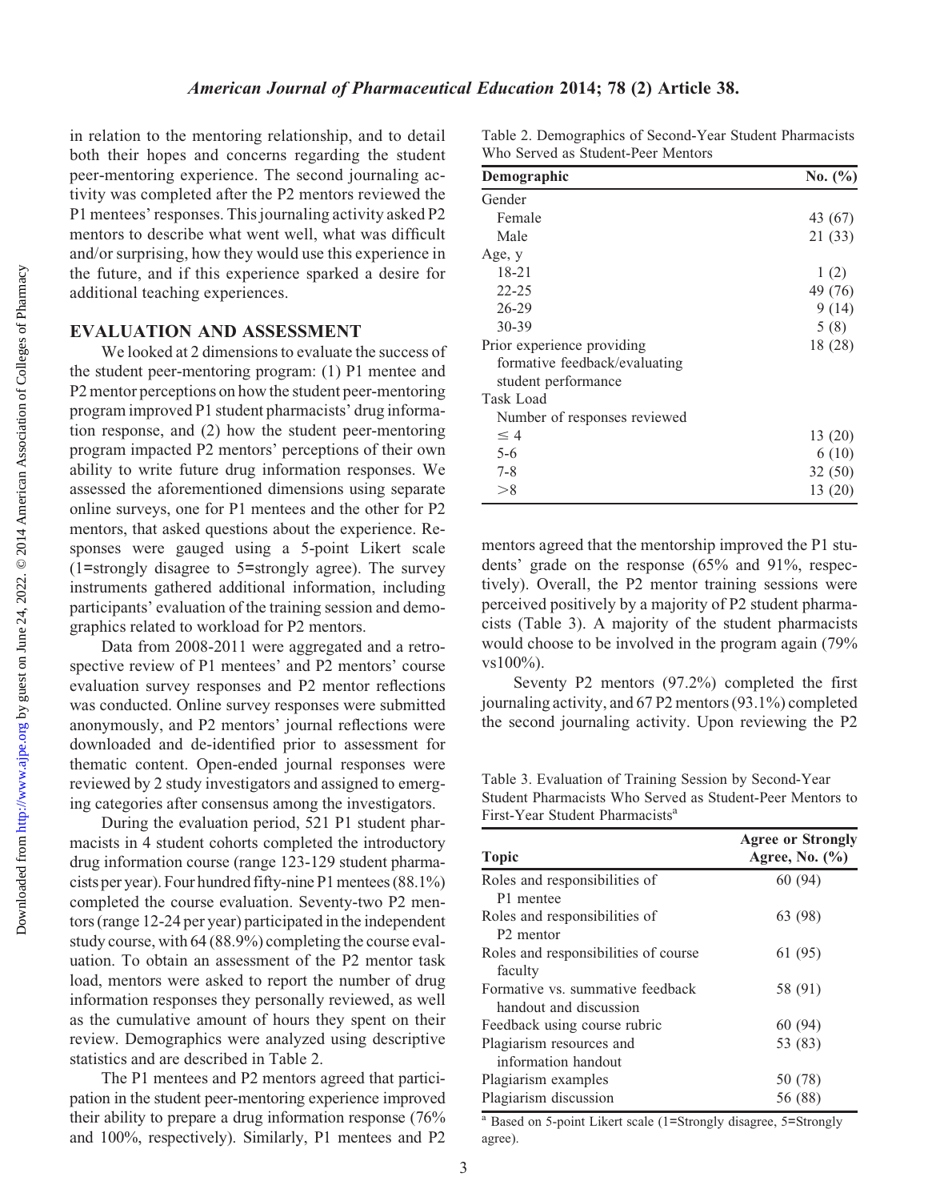in relation to the mentoring relationship, and to detail both their hopes and concerns regarding the student peer-mentoring experience. The second journaling activity was completed after the P2 mentors reviewed the P1 mentees' responses. This journaling activity asked P2 mentors to describe what went well, what was difficult and/or surprising, how they would use this experience in the future, and if this experience sparked a desire for additional teaching experiences.

## EVALUATION AND ASSESSMENT

We looked at 2 dimensions to evaluate the success of the student peer-mentoring program: (1) P1 mentee and P2 mentor perceptions on how the student peer-mentoring program improved P1 student pharmacists' drug information response, and (2) how the student peer-mentoring program impacted P2 mentors' perceptions of their own ability to write future drug information responses. We assessed the aforementioned dimensions using separate online surveys, one for P1 mentees and the other for P2 mentors, that asked questions about the experience. Responses were gauged using a 5-point Likert scale (1=strongly disagree to 5=strongly agree). The survey instruments gathered additional information, including participants' evaluation of the training session and demographics related to workload for P2 mentors.

Data from 2008-2011 were aggregated and a retrospective review of P1 mentees' and P2 mentors' course evaluation survey responses and P2 mentor reflections was conducted. Online survey responses were submitted anonymously, and P2 mentors' journal reflections were downloaded and de-identified prior to assessment for thematic content. Open-ended journal responses were reviewed by 2 study investigators and assigned to emerging categories after consensus among the investigators.

During the evaluation period, 521 P1 student pharmacists in 4 student cohorts completed the introductory drug information course (range 123-129 student pharmacists per year). Four hundred fifty-nine P1 mentees (88.1%) completed the course evaluation. Seventy-two P2 mentors (range 12-24 per year) participated in the independent study course, with 64 (88.9%) completing the course evaluation. To obtain an assessment of the P2 mentor task load, mentors were asked to report the number of drug information responses they personally reviewed, as well as the cumulative amount of hours they spent on their review. Demographics were analyzed using descriptive statistics and are described in Table 2.

The P1 mentees and P2 mentors agreed that participation in the student peer-mentoring experience improved their ability to prepare a drug information response (76% and 100%, respectively). Similarly, P1 mentees and P2 mentors agreed that the mentorship improved the P1 students' grade on the response (65% and 91%, respectively). Overall, the P2 mentor training sessions were perceived positively by a majority of P2 student pharmacists (Table 3). A majority of the student pharmacists would choose to be involved in the program again (79% vs100%).

Seventy P2 mentors (97.2%) completed the first journaling activity, and 67 P2 mentors (93.1%) completed the second journaling activity. Upon reviewing the P2

Table 2. Demographics of Second-Year Student Pharmacists Who Served as Student-Peer Mentors

| Demographic | No. (%) |
|---|---|
| Gender | |
| Female | 43 (67) |
| Male | 21 (33) |
| Age, y | |
| 18-21 | 1 (2) |
| 22-25 | 49 (76) |
| 26-29 | 9 (14) |
| 30-39 | 5 (8) |
| Prior experience providing formative feedback/evaluating student performance | 18 (28) |
| Task Load | |
| Number of responses reviewed | |
| ≤ 4 | 13 (20) |
| 5-6 | 6 (10) |
| 7-8 | 32 (50) |
| >8 | 13 (20) |

Table 3. Evaluation of Training Session by Second-Year Student Pharmacists Who Served as Student-Peer Mentors to First-Year Student Pharmacists[a]

| Topic | Agree or Strongly Agree, No. (%) |
|---|---|
| Roles and responsibilities of P1 mentee | 60 (94) |
| Roles and responsibilities of P2 mentor | 63 (98) |
| Roles and responsibilities of course faculty | 61 (95) |
| Formative vs. summative feedback handout and discussion | 58 (91) |
| Feedback using course rubric | 60 (94) |
| Plagiarism resources and information handout | 53 (83) |
| Plagiarism examples | 50 (78) |
| Plagiarism discussion | 56 (88) |

[a] Based on 5-point Likert scale (1=Strongly disagree, 5=Strongly agree).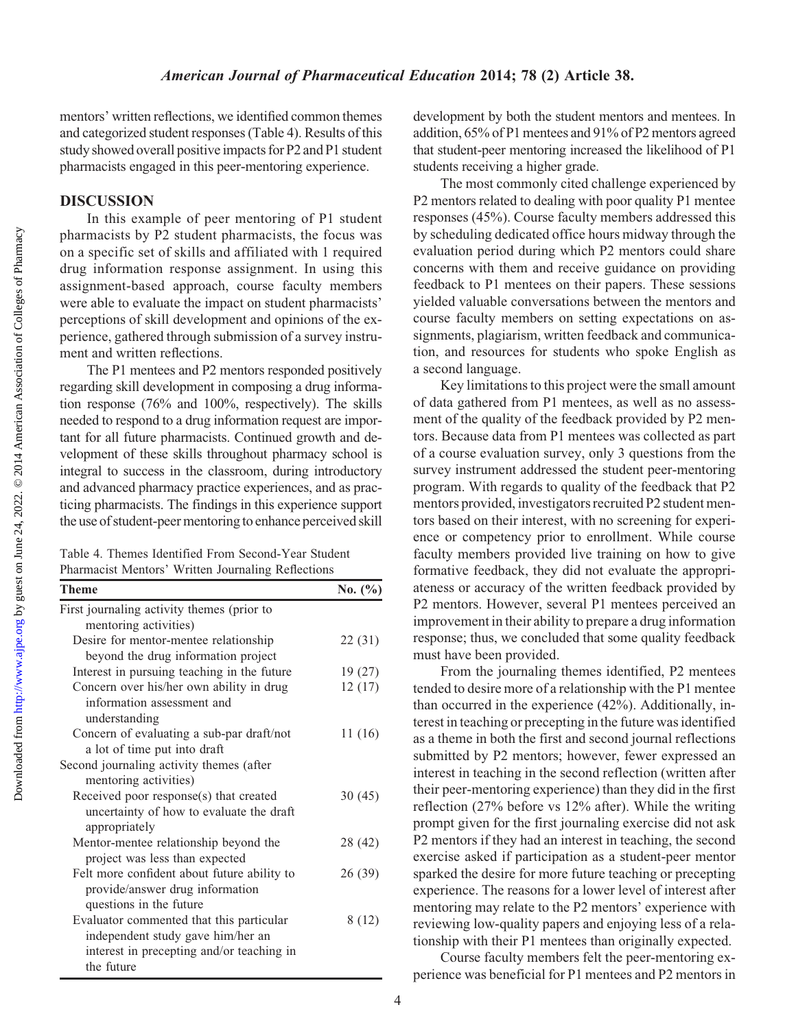mentors' written reflections, we identified common themes and categorized student responses (Table 4). Results of this study showed overall positive impacts for P2 and P1 student pharmacists engaged in this peer-mentoring experience.

## DISCUSSION

In this example of peer mentoring of P1 student pharmacists by P2 student pharmacists, the focus was on a specific set of skills and affiliated with 1 required drug information response assignment. In using this assignment-based approach, course faculty members were able to evaluate the impact on student pharmacists' perceptions of skill development and opinions of the experience, gathered through submission of a survey instrument and written reflections.

The P1 mentees and P2 mentors responded positively regarding skill development in composing a drug information response (76% and 100%, respectively). The skills needed to respond to a drug information request are important for all future pharmacists. Continued growth and development of these skills throughout pharmacy school is integral to success in the classroom, during introductory and advanced pharmacy practice experiences, and as practicing pharmacists. The findings in this experience support the use of student-peer mentoring to enhance perceived skill development by both the student mentors and mentees. In addition, 65% of P1 mentees and 91% of P2 mentors agreed that student-peer mentoring increased the likelihood of P1 students receiving a higher grade.

Table 4. Themes Identified From Second-Year Student Pharmacist Mentors' Written Journaling Reflections

| Theme | No. (%) |
|---|---|
| First journaling activity themes (prior to mentoring activities) | |
| Desire for mentor-mentee relationship beyond the drug information project | 22 (31) |
| Interest in pursuing teaching in the future | 19 (27) |
| Concern over his/her own ability in drug information assessment and understanding | 12 (17) |
| Concern of evaluating a sub-par draft/not a lot of time put into draft | 11 (16) |
| Second journaling activity themes (after mentoring activities) | |
| Received poor response(s) that created uncertainty of how to evaluate the draft appropriately | 30 (45) |
| Mentor-mentee relationship beyond the project was less than expected | 28 (42) |
| Felt more confident about future ability to provide/answer drug information questions in the future | 26 (39) |
| Evaluator commented that this particular independent study gave him/her an interest in precepting and/or teaching in the future | 8 (12) |

The most commonly cited challenge experienced by P2 mentors related to dealing with poor quality P1 mentee responses (45%). Course faculty members addressed this by scheduling dedicated office hours midway through the evaluation period during which P2 mentors could share concerns with them and receive guidance on providing feedback to P1 mentees on their papers. These sessions yielded valuable conversations between the mentors and course faculty members on setting expectations on assignments, plagiarism, written feedback and communication, and resources for students who spoke English as a second language.

Key limitations to this project were the small amount of data gathered from P1 mentees, as well as no assessment of the quality of the feedback provided by P2 mentors. Because data from P1 mentees was collected as part of a course evaluation survey, only 3 questions from the survey instrument addressed the student peer-mentoring program. With regards to quality of the feedback that P2 mentors provided, investigators recruited P2 student mentors based on their interest, with no screening for experience or competency prior to enrollment. While course faculty members provided live training on how to give formative feedback, they did not evaluate the appropriateness or accuracy of the written feedback provided by P2 mentors. However, several P1 mentees perceived an improvement in their ability to prepare a drug information response; thus, we concluded that some quality feedback must have been provided.

From the journaling themes identified, P2 mentees tended to desire more of a relationship with the P1 mentee than occurred in the experience (42%). Additionally, interest in teaching or precepting in the future was identified as a theme in both the first and second journal reflections submitted by P2 mentors; however, fewer expressed an interest in teaching in the second reflection (written after their peer-mentoring experience) than they did in the first reflection (27% before vs 12% after). While the writing prompt given for the first journaling exercise did not ask P2 mentors if they had an interest in teaching, the second exercise asked if participation as a student-peer mentor sparked the desire for more future teaching or precepting experience. The reasons for a lower level of interest after mentoring may relate to the P2 mentors' experience with reviewing low-quality papers and enjoying less of a relationship with their P1 mentees than originally expected.

Course faculty members felt the peer-mentoring experience was beneficial for P1 mentees and P2 mentors in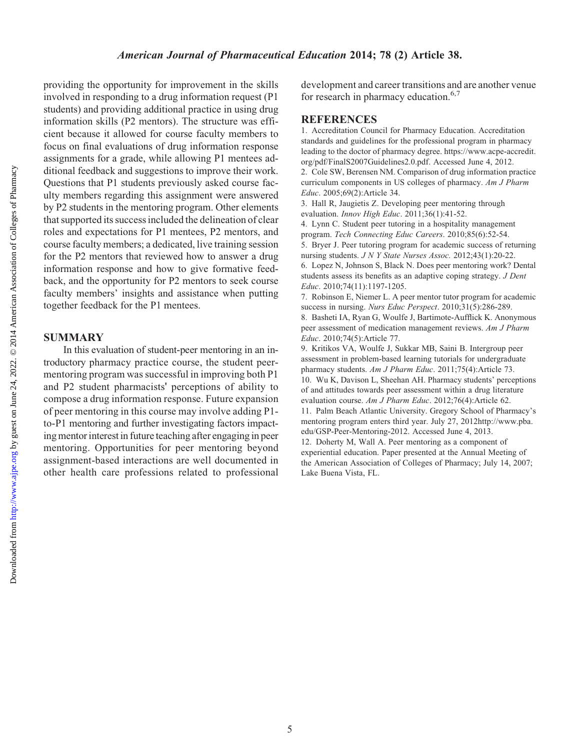providing the opportunity for improvement in the skills involved in responding to a drug information request (P1 students) and providing additional practice in using drug information skills (P2 mentors). The structure was efficient because it allowed for course faculty members to focus on final evaluations of drug information response assignments for a grade, while allowing P1 mentees additional feedback and suggestions to improve their work. Questions that P1 students previously asked course faculty members regarding this assignment were answered by P2 students in the mentoring program. Other elements that supported its success included the delineation of clear roles and expectations for P1 mentees, P2 mentors, and course faculty members; a dedicated, live training session for the P2 mentors that reviewed how to answer a drug information response and how to give formative feedback, and the opportunity for P2 mentors to seek course faculty members' insights and assistance when putting together feedback for the P1 mentees.

## SUMMARY

In this evaluation of student-peer mentoring in an introductory pharmacy practice course, the student peer-mentoring program was successful in improving both P1 and P2 student pharmacists' perceptions of ability to compose a drug information response. Future expansion of peer mentoring in this course may involve adding P1-to-P1 mentoring and further investigating factors impacting mentor interest in future teaching after engaging in peer mentoring. Opportunities for peer mentoring beyond assignment-based interactions are well documented in other health care professions related to professional development and career transitions and are another venue for research in pharmacy education.[6,7]

## REFERENCES

1. Accreditation Council for Pharmacy Education. Accreditation standards and guidelines for the professional program in pharmacy leading to the doctor of pharmacy degree. https://www.acpe-accredit.org/pdf/FinalS2007Guidelines2.0.pdf. Accessed June 4, 2012.
2. Cole SW, Berensen NM. Comparison of drug information practice curriculum components in US colleges of pharmacy. *Am J Pharm Educ*. 2005;69(2):Article 34.
3. Hall R, Jaugietis Z. Developing peer mentoring through evaluation. *Innov High Educ*. 2011;36(1):41-52.
4. Lynn C. Student peer tutoring in a hospitality management program. *Tech Connecting Educ Careers*. 2010;85(6):52-54.
5. Bryer J. Peer tutoring program for academic success of returning nursing students. *J N Y State Nurses Assoc*. 2012;43(1):20-22.
6. Lopez N, Johnson S, Black N. Does peer mentoring work? Dental students assess its benefits as an adaptive coping strategy. *J Dent Educ*. 2010;74(11):1197-1205.
7. Robinson E, Niemer L. A peer mentor tutor program for academic success in nursing. *Nurs Educ Perspect*. 2010;31(5):286-289.
8. Basheti IA, Ryan G, Woulfe J, Bartimote-Aufflick K. Anonymous peer assessment of medication management reviews. *Am J Pharm Educ*. 2010;74(5):Article 77.
9. Kritikos VA, Woulfe J, Sukkar MB, Saini B. Intergroup peer assessment in problem-based learning tutorials for undergraduate pharmacy students. *Am J Pharm Educ*. 2011;75(4):Article 73.
10. Wu K, Davison L, Sheehan AH. Pharmacy students' perceptions of and attitudes towards peer assessment within a drug literature evaluation course. *Am J Pharm Educ*. 2012;76(4):Article 62.
11. Palm Beach Atlantic University. Gregory School of Pharmacy's mentoring program enters third year. July 27, 2012http://www.pba.edu/GSP-Peer-Mentoring-2012. Accessed June 4, 2013.
12. Doherty M, Wall A. Peer mentoring as a component of experiential education. Paper presented at the Annual Meeting of the American Association of Colleges of Pharmacy; July 14, 2007; Lake Buena Vista, FL.